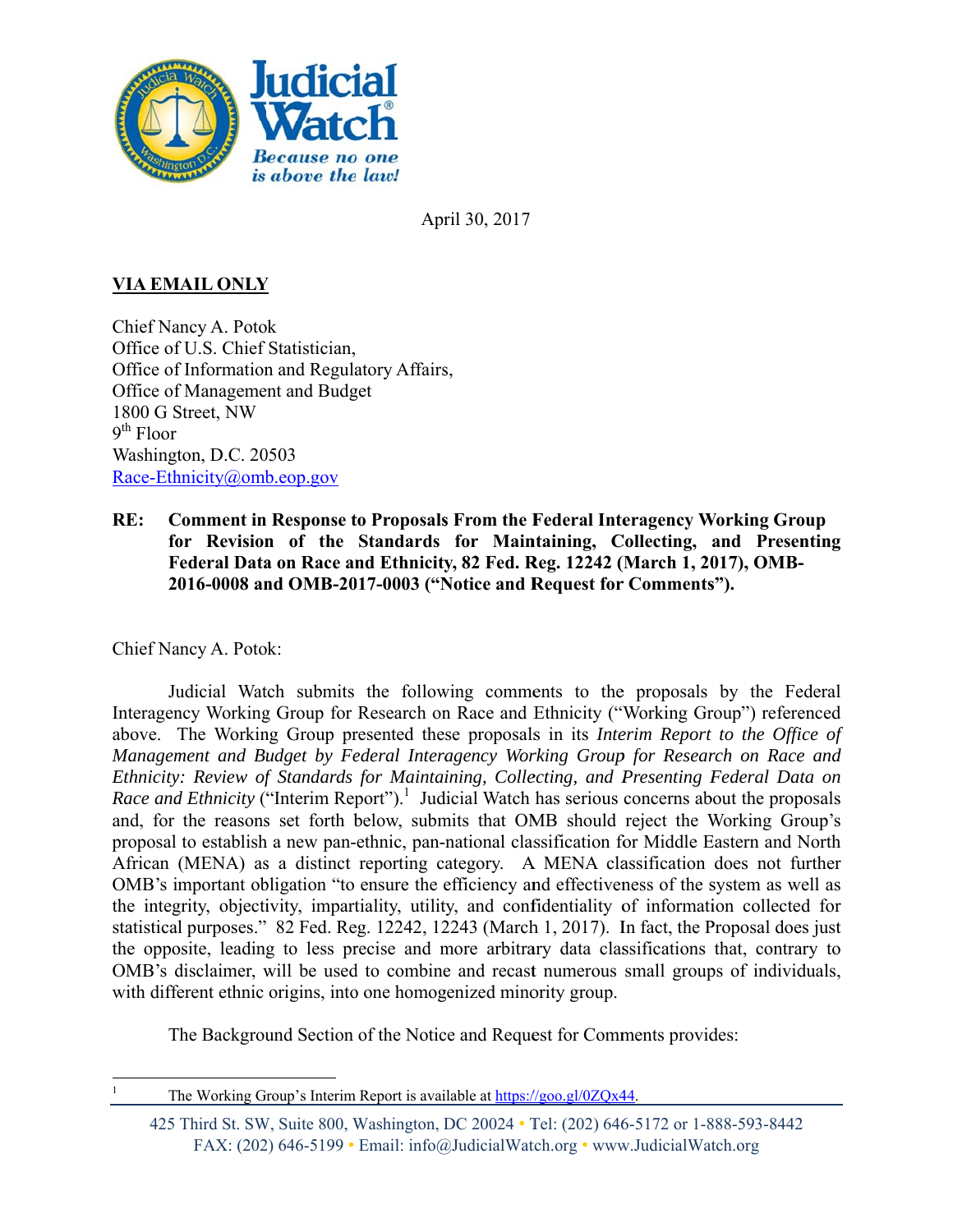April 30, 2017

**VIA EMAIL ONLY**

Chief Nancy A. Potok
Office of U.S. Chief Statistician,
Office of Information and Regulatory Affairs,
Office of Management and Budget
1800 G Street, NW
9th Floor
Washington, D.C. 20503
Race-Ethnicity@omb.eop.gov

**RE: Comment in Response to Proposals From the Federal Interagency Working Group for Revision of the Standards for Maintaining, Collecting, and Presenting Federal Data on Race and Ethnicity, 82 Fed. Reg. 12242 (March 1, 2017), OMB-2016-0008 and OMB-2017-0003 ("Notice and Request for Comments").**

Chief Nancy A. Potok:

Judicial Watch submits the following comments to the proposals by the Federal Interagency Working Group for Research on Race and Ethnicity ("Working Group") referenced above. The Working Group presented these proposals in its *Interim Report to the Office of Management and Budget by Federal Interagency Working Group for Research on Race and Ethnicity: Review of Standards for Maintaining, Collecting, and Presenting Federal Data on Race and Ethnicity* ("Interim Report").[1] Judicial Watch has serious concerns about the proposals and, for the reasons set forth below, submits that OMB should reject the Working Group's proposal to establish a new pan-ethnic, pan-national classification for Middle Eastern and North African (MENA) as a distinct reporting category. A MENA classification does not further OMB's important obligation "to ensure the efficiency and effectiveness of the system as well as the integrity, objectivity, impartiality, utility, and confidentiality of information collected for statistical purposes." 82 Fed. Reg. 12242, 12243 (March 1, 2017). In fact, the Proposal does just the opposite, leading to less precise and more arbitrary data classifications that, contrary to OMB's disclaimer, will be used to combine and recast numerous small groups of individuals, with different ethnic origins, into one homogenized minority group.

The Background Section of the Notice and Request for Comments provides:

[1] The Working Group's Interim Report is available at https://goo.gl/0ZQx44.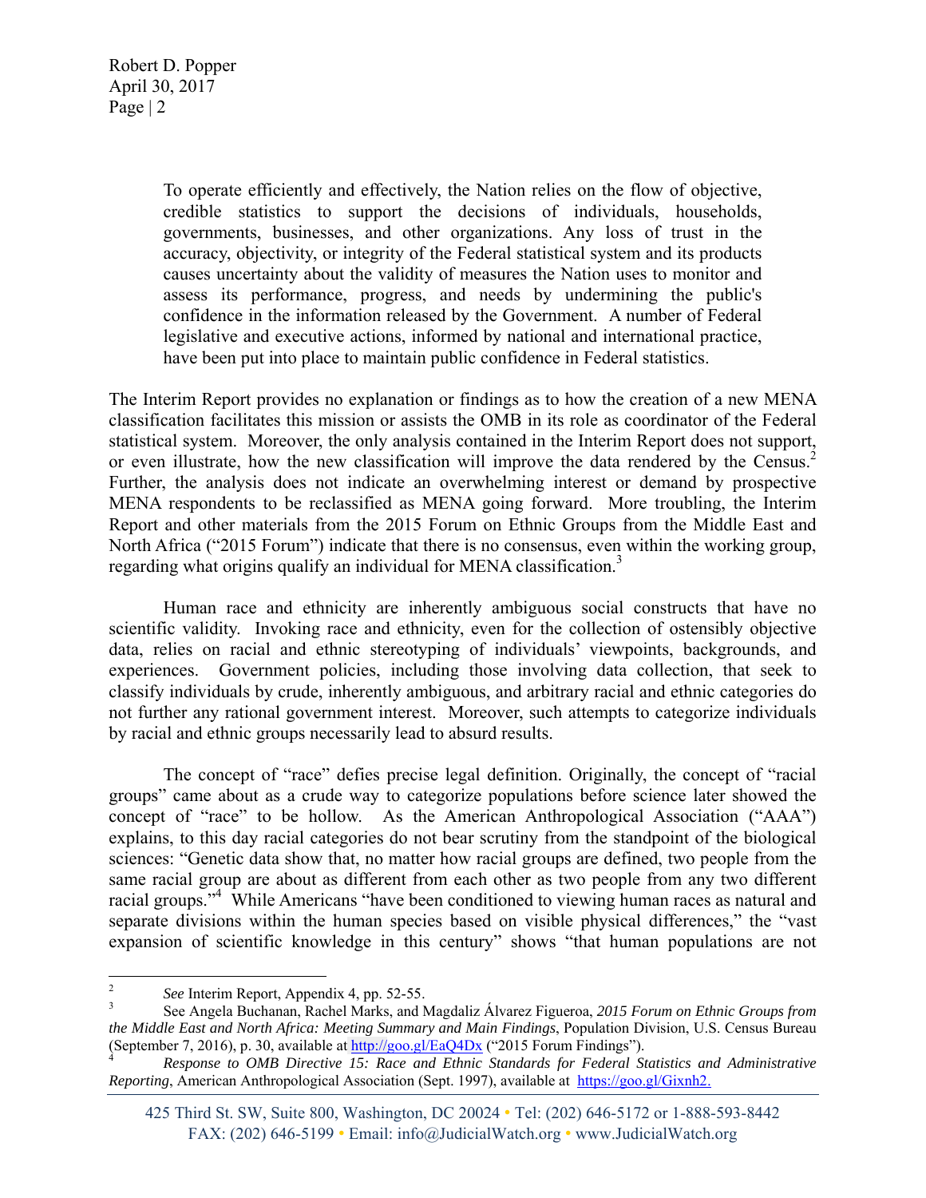> To operate efficiently and effectively, the Nation relies on the flow of objective, credible statistics to support the decisions of individuals, households, governments, businesses, and other organizations. Any loss of trust in the accuracy, objectivity, or integrity of the Federal statistical system and its products causes uncertainty about the validity of measures the Nation uses to monitor and assess its performance, progress, and needs by undermining the public's confidence in the information released by the Government. A number of Federal legislative and executive actions, informed by national and international practice, have been put into place to maintain public confidence in Federal statistics.

The Interim Report provides no explanation or findings as to how the creation of a new MENA classification facilitates this mission or assists the OMB in its role as coordinator of the Federal statistical system. Moreover, the only analysis contained in the Interim Report does not support, or even illustrate, how the new classification will improve the data rendered by the Census.[2] Further, the analysis does not indicate an overwhelming interest or demand by prospective MENA respondents to be reclassified as MENA going forward. More troubling, the Interim Report and other materials from the 2015 Forum on Ethnic Groups from the Middle East and North Africa ("2015 Forum") indicate that there is no consensus, even within the working group, regarding what origins qualify an individual for MENA classification.[3]

Human race and ethnicity are inherently ambiguous social constructs that have no scientific validity. Invoking race and ethnicity, even for the collection of ostensibly objective data, relies on racial and ethnic stereotyping of individuals' viewpoints, backgrounds, and experiences. Government policies, including those involving data collection, that seek to classify individuals by crude, inherently ambiguous, and arbitrary racial and ethnic categories do not further any rational government interest. Moreover, such attempts to categorize individuals by racial and ethnic groups necessarily lead to absurd results.

The concept of "race" defies precise legal definition. Originally, the concept of "racial groups" came about as a crude way to categorize populations before science later showed the concept of "race" to be hollow. As the American Anthropological Association ("AAA") explains, to this day racial categories do not bear scrutiny from the standpoint of the biological sciences: "Genetic data show that, no matter how racial groups are defined, two people from the same racial group are about as different from each other as two people from any two different racial groups."[4] While Americans "have been conditioned to viewing human races as natural and separate divisions within the human species based on visible physical differences," the "vast expansion of scientific knowledge in this century" shows "that human populations are not

---

[2] *See* Interim Report, Appendix 4, pp. 52-55.

[3] See Angela Buchanan, Rachel Marks, and Magdaliz Álvarez Figueroa, *2015 Forum on Ethnic Groups from the Middle East and North Africa: Meeting Summary and Main Findings*, Population Division, U.S. Census Bureau (September 7, 2016), p. 30, available at http://goo.gl/EaQ4Dx ("2015 Forum Findings").

[4] *Response to OMB Directive 15: Race and Ethnic Standards for Federal Statistics and Administrative Reporting*, American Anthropological Association (Sept. 1997), available at https://goo.gl/Gixnh2.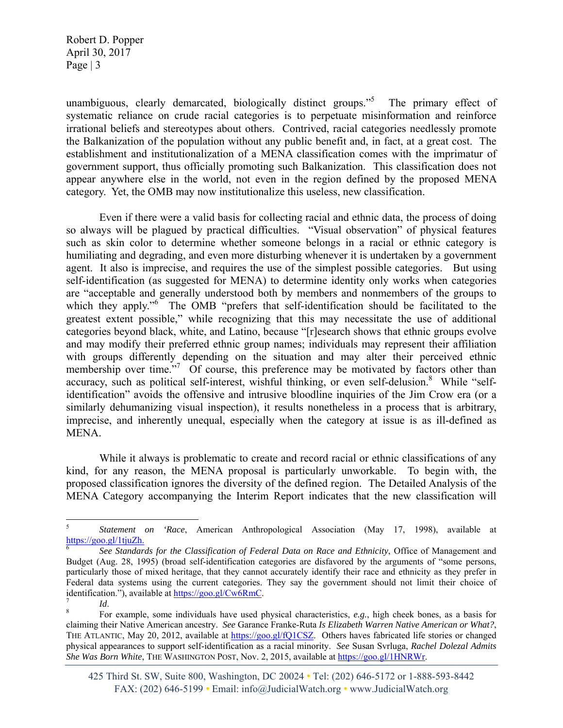unambiguous, clearly demarcated, biologically distinct groups."[5] The primary effect of systematic reliance on crude racial categories is to perpetuate misinformation and reinforce irrational beliefs and stereotypes about others. Contrived, racial categories needlessly promote the Balkanization of the population without any public benefit and, in fact, at a great cost. The establishment and institutionalization of a MENA classification comes with the imprimatur of government support, thus officially promoting such Balkanization. This classification does not appear anywhere else in the world, not even in the region defined by the proposed MENA category. Yet, the OMB may now institutionalize this useless, new classification.

Even if there were a valid basis for collecting racial and ethnic data, the process of doing so always will be plagued by practical difficulties. "Visual observation" of physical features such as skin color to determine whether someone belongs in a racial or ethnic category is humiliating and degrading, and even more disturbing whenever it is undertaken by a government agent. It also is imprecise, and requires the use of the simplest possible categories. But using self-identification (as suggested for MENA) to determine identity only works when categories are "acceptable and generally understood both by members and nonmembers of the groups to which they apply."[6] The OMB "prefers that self-identification should be facilitated to the greatest extent possible," while recognizing that this may necessitate the use of additional categories beyond black, white, and Latino, because "[r]esearch shows that ethnic groups evolve and may modify their preferred ethnic group names; individuals may represent their affiliation with groups differently depending on the situation and may alter their perceived ethnic membership over time."[7] Of course, this preference may be motivated by factors other than accuracy, such as political self-interest, wishful thinking, or even self-delusion.[8] While "self-identification" avoids the offensive and intrusive bloodline inquiries of the Jim Crow era (or a similarly dehumanizing visual inspection), it results nonetheless in a process that is arbitrary, imprecise, and inherently unequal, especially when the category at issue is as ill-defined as MENA.

While it always is problematic to create and record racial or ethnic classifications of any kind, for any reason, the MENA proposal is particularly unworkable. To begin with, the proposed classification ignores the diversity of the defined region. The Detailed Analysis of the MENA Category accompanying the Interim Report indicates that the new classification will

---

[5] *Statement on 'Race*, American Anthropological Association (May 17, 1998), available at https://goo.gl/1tjuZh.

[6] *See Standards for the Classification of Federal Data on Race and Ethnicity*, Office of Management and Budget (Aug. 28, 1995) (broad self-identification categories are disfavored by the arguments of "some persons, particularly those of mixed heritage, that they cannot accurately identify their race and ethnicity as they prefer in Federal data systems using the current categories. They say the government should not limit their choice of identification."), available at https://goo.gl/Cw6RmC.

[7] *Id*.

[8] For example, some individuals have used physical characteristics, *e.g.*, high cheek bones, as a basis for claiming their Native American ancestry. *See* Garance Franke-Ruta *Is Elizabeth Warren Native American or What?*, THE ATLANTIC, May 20, 2012, available at https://goo.gl/fQ1CSZ. Others haves fabricated life stories or changed physical appearances to support self-identification as a racial minority. *See* Susan Svrluga, *Rachel Dolezal Admits She Was Born White*, THE WASHINGTON POST, Nov. 2, 2015, available at https://goo.gl/1HNRWr.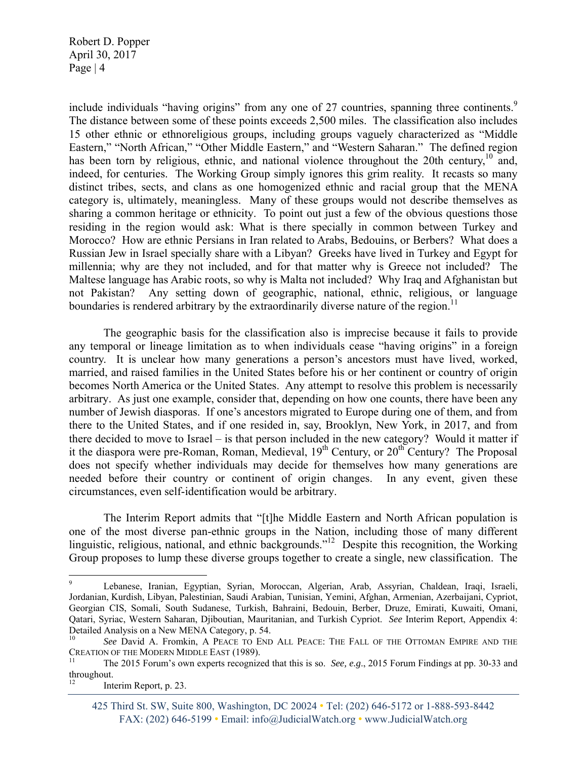include individuals "having origins" from any one of 27 countries, spanning three continents.[9] The distance between some of these points exceeds 2,500 miles. The classification also includes 15 other ethnic or ethnoreligious groups, including groups vaguely characterized as "Middle Eastern," "North African," "Other Middle Eastern," and "Western Saharan." The defined region has been torn by religious, ethnic, and national violence throughout the 20th century,[10] and, indeed, for centuries. The Working Group simply ignores this grim reality. It recasts so many distinct tribes, sects, and clans as one homogenized ethnic and racial group that the MENA category is, ultimately, meaningless. Many of these groups would not describe themselves as sharing a common heritage or ethnicity. To point out just a few of the obvious questions those residing in the region would ask: What is there specially in common between Turkey and Morocco? How are ethnic Persians in Iran related to Arabs, Bedouins, or Berbers? What does a Russian Jew in Israel specially share with a Libyan? Greeks have lived in Turkey and Egypt for millennia; why are they not included, and for that matter why is Greece not included? The Maltese language has Arabic roots, so why is Malta not included? Why Iraq and Afghanistan but not Pakistan? Any setting down of geographic, national, ethnic, religious, or language boundaries is rendered arbitrary by the extraordinarily diverse nature of the region.[11]

The geographic basis for the classification also is imprecise because it fails to provide any temporal or lineage limitation as to when individuals cease "having origins" in a foreign country. It is unclear how many generations a person's ancestors must have lived, worked, married, and raised families in the United States before his or her continent or country of origin becomes North America or the United States. Any attempt to resolve this problem is necessarily arbitrary. As just one example, consider that, depending on how one counts, there have been any number of Jewish diasporas. If one's ancestors migrated to Europe during one of them, and from there to the United States, and if one resided in, say, Brooklyn, New York, in 2017, and from there decided to move to Israel – is that person included in the new category? Would it matter if it the diaspora were pre-Roman, Roman, Medieval, 19th Century, or 20th Century? The Proposal does not specify whether individuals may decide for themselves how many generations are needed before their country or continent of origin changes. In any event, given these circumstances, even self-identification would be arbitrary.

The Interim Report admits that "[t]he Middle Eastern and North African population is one of the most diverse pan-ethnic groups in the Nation, including those of many different linguistic, religious, national, and ethnic backgrounds."[12] Despite this recognition, the Working Group proposes to lump these diverse groups together to create a single, new classification. The

---

[9] Lebanese, Iranian, Egyptian, Syrian, Moroccan, Algerian, Arab, Assyrian, Chaldean, Iraqi, Israeli, Jordanian, Kurdish, Libyan, Palestinian, Saudi Arabian, Tunisian, Yemini, Afghan, Armenian, Azerbaijani, Cypriot, Georgian CIS, Somali, South Sudanese, Turkish, Bahraini, Bedouin, Berber, Druze, Emirati, Kuwaiti, Omani, Qatari, Syriac, Western Saharan, Djiboutian, Mauritanian, and Turkish Cypriot. *See* Interim Report, Appendix 4: Detailed Analysis on a New MENA Category, p. 54.

[10] *See* David A. Fromkin, A PEACE TO END ALL PEACE: THE FALL OF THE OTTOMAN EMPIRE AND THE CREATION OF THE MODERN MIDDLE EAST (1989).

[11] The 2015 Forum's own experts recognized that this is so. *See, e.g.*, 2015 Forum Findings at pp. 30-33 and throughout.

[12] Interim Report, p. 23.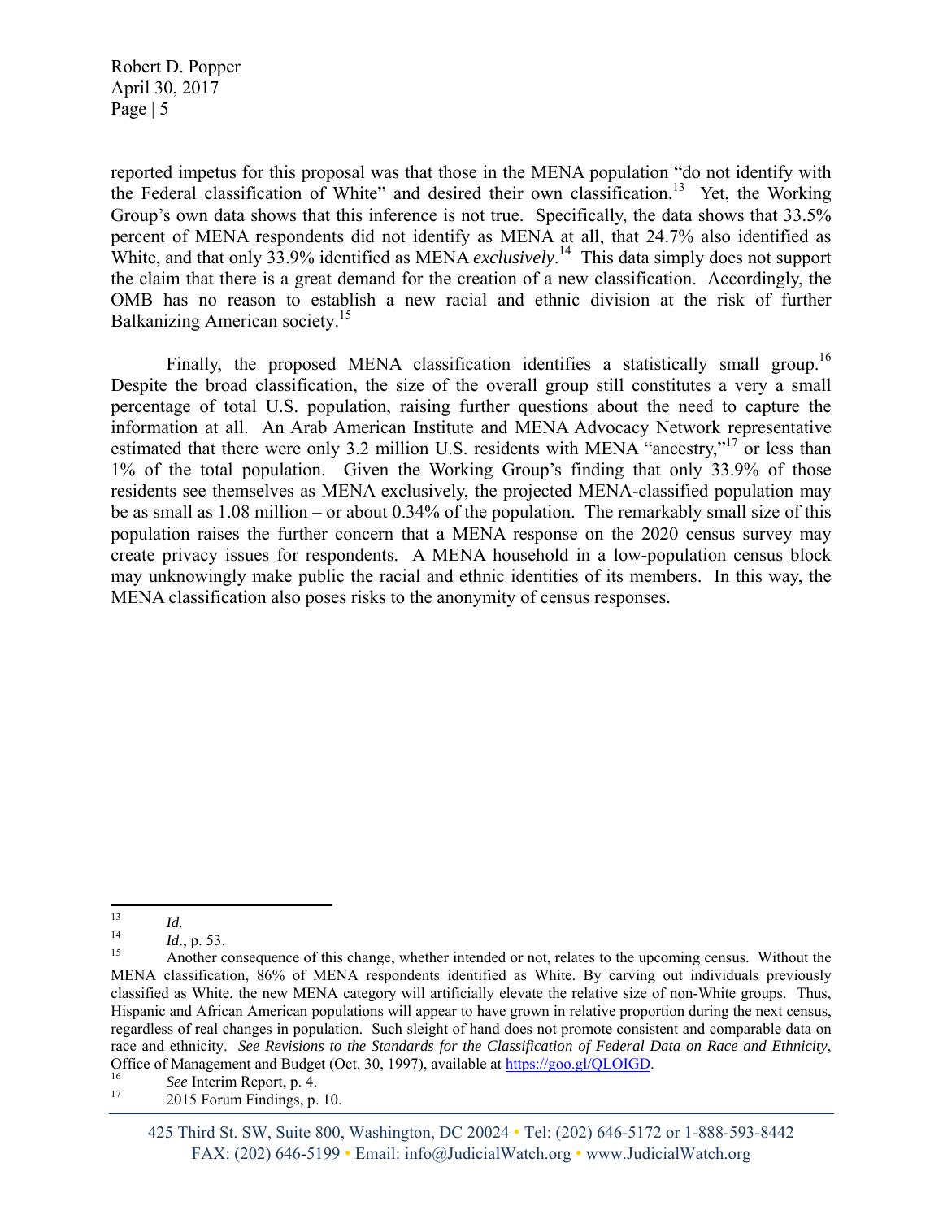reported impetus for this proposal was that those in the MENA population "do not identify with the Federal classification of White" and desired their own classification.[13] Yet, the Working Group's own data shows that this inference is not true. Specifically, the data shows that 33.5% percent of MENA respondents did not identify as MENA at all, that 24.7% also identified as White, and that only 33.9% identified as MENA *exclusively*.[14] This data simply does not support the claim that there is a great demand for the creation of a new classification. Accordingly, the OMB has no reason to establish a new racial and ethnic division at the risk of further Balkanizing American society.[15]

Finally, the proposed MENA classification identifies a statistically small group.[16] Despite the broad classification, the size of the overall group still constitutes a very a small percentage of total U.S. population, raising further questions about the need to capture the information at all. An Arab American Institute and MENA Advocacy Network representative estimated that there were only 3.2 million U.S. residents with MENA "ancestry,"[17] or less than 1% of the total population. Given the Working Group's finding that only 33.9% of those residents see themselves as MENA exclusively, the projected MENA-classified population may be as small as 1.08 million – or about 0.34% of the population. The remarkably small size of this population raises the further concern that a MENA response on the 2020 census survey may create privacy issues for respondents. A MENA household in a low-population census block may unknowingly make public the racial and ethnic identities of its members. In this way, the MENA classification also poses risks to the anonymity of census responses.

---

[13] *Id.*

[14] *Id*., p. 53.

[15] Another consequence of this change, whether intended or not, relates to the upcoming census. Without the MENA classification, 86% of MENA respondents identified as White. By carving out individuals previously classified as White, the new MENA category will artificially elevate the relative size of non-White groups. Thus, Hispanic and African American populations will appear to have grown in relative proportion during the next census, regardless of real changes in population. Such sleight of hand does not promote consistent and comparable data on race and ethnicity. *See Revisions to the Standards for the Classification of Federal Data on Race and Ethnicity*, Office of Management and Budget (Oct. 30, 1997), available at https://goo.gl/QLOlGD.

[16] *See* Interim Report, p. 4.

[17] 2015 Forum Findings, p. 10.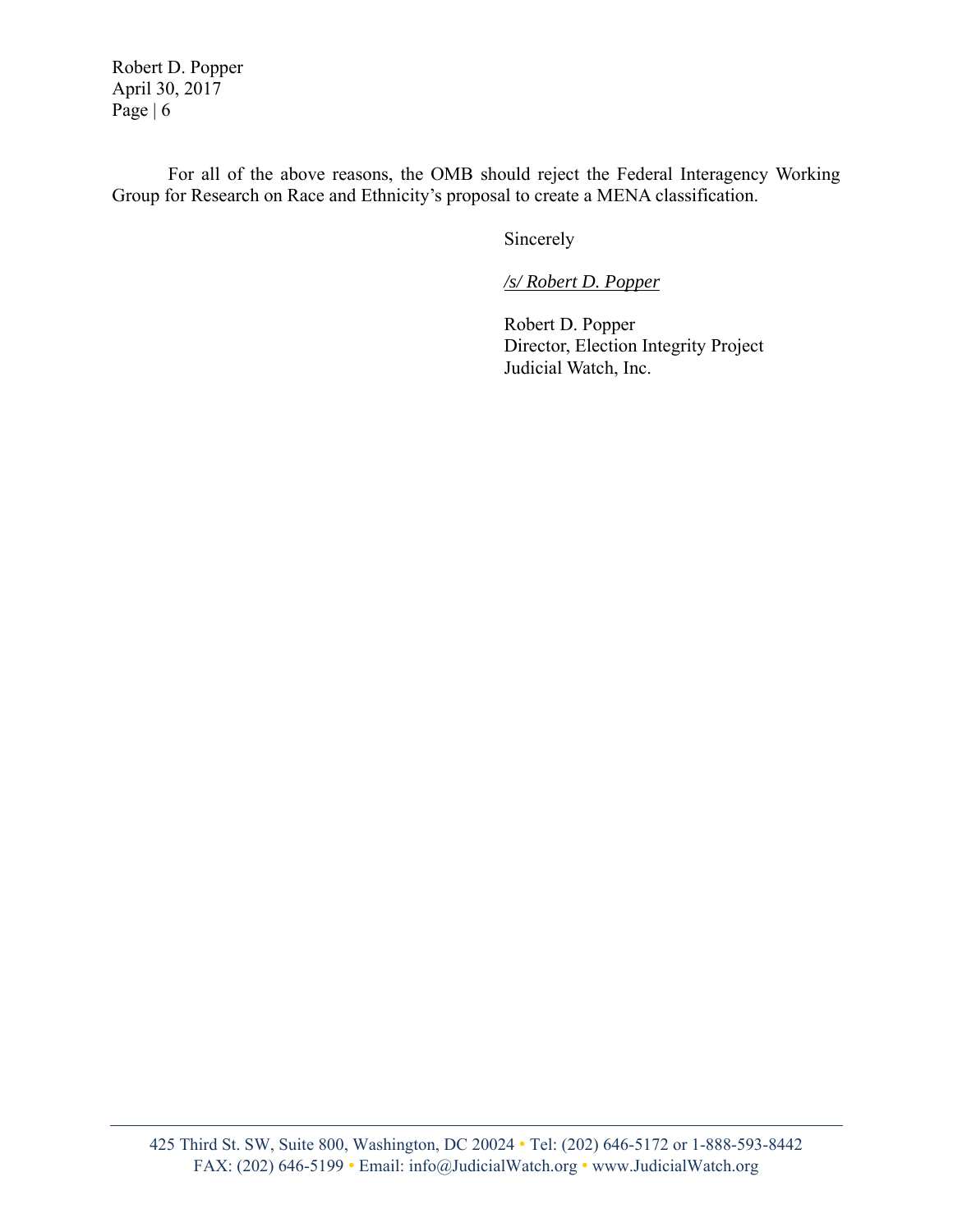For all of the above reasons, the OMB should reject the Federal Interagency Working Group for Research on Race and Ethnicity's proposal to create a MENA classification.

Sincerely

*/s/ Robert D. Popper*

Robert D. Popper
Director, Election Integrity Project
Judicial Watch, Inc.